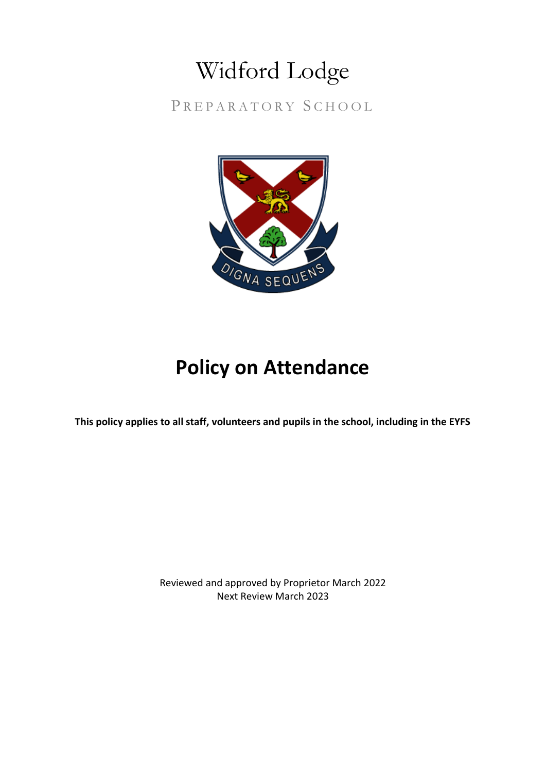# Widford Lodge

PREPARATORY SCHOOL

DIGNA SEQUENS

# Policy on Attendance

**This policy applies to all staff, volunteers and pupils in the school, including in the EYFS**

Reviewed and approved by Proprietor March 2022
Next Review March 2023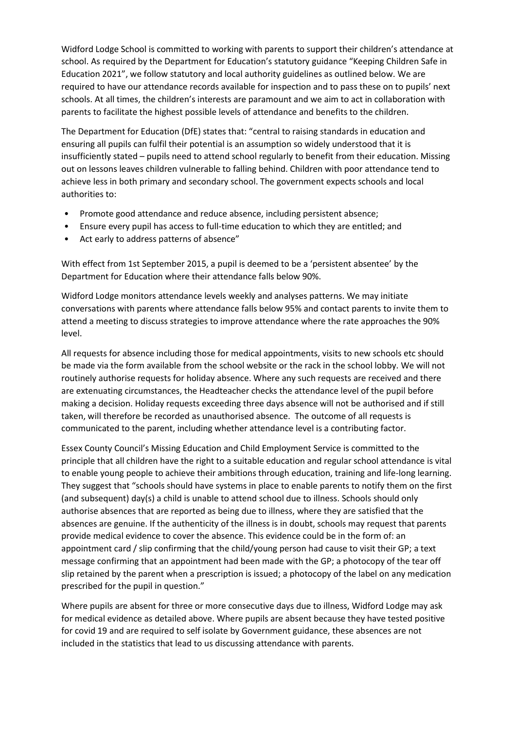Widford Lodge School is committed to working with parents to support their children's attendance at school. As required by the Department for Education's statutory guidance "Keeping Children Safe in Education 2021", we follow statutory and local authority guidelines as outlined below. We are required to have our attendance records available for inspection and to pass these on to pupils' next schools. At all times, the children's interests are paramount and we aim to act in collaboration with parents to facilitate the highest possible levels of attendance and benefits to the children.

The Department for Education (DfE) states that: "central to raising standards in education and ensuring all pupils can fulfil their potential is an assumption so widely understood that it is insufficiently stated – pupils need to attend school regularly to benefit from their education. Missing out on lessons leaves children vulnerable to falling behind. Children with poor attendance tend to achieve less in both primary and secondary school. The government expects schools and local authorities to:

- Promote good attendance and reduce absence, including persistent absence;
- Ensure every pupil has access to full-time education to which they are entitled; and
- Act early to address patterns of absence"

With effect from 1st September 2015, a pupil is deemed to be a 'persistent absentee' by the Department for Education where their attendance falls below 90%.

Widford Lodge monitors attendance levels weekly and analyses patterns. We may initiate conversations with parents where attendance falls below 95% and contact parents to invite them to attend a meeting to discuss strategies to improve attendance where the rate approaches the 90% level.

All requests for absence including those for medical appointments, visits to new schools etc should be made via the form available from the school website or the rack in the school lobby. We will not routinely authorise requests for holiday absence. Where any such requests are received and there are extenuating circumstances, the Headteacher checks the attendance level of the pupil before making a decision. Holiday requests exceeding three days absence will not be authorised and if still taken, will therefore be recorded as unauthorised absence. The outcome of all requests is communicated to the parent, including whether attendance level is a contributing factor.

Essex County Council's Missing Education and Child Employment Service is committed to the principle that all children have the right to a suitable education and regular school attendance is vital to enable young people to achieve their ambitions through education, training and life-long learning. They suggest that "schools should have systems in place to enable parents to notify them on the first (and subsequent) day(s) a child is unable to attend school due to illness. Schools should only authorise absences that are reported as being due to illness, where they are satisfied that the absences are genuine. If the authenticity of the illness is in doubt, schools may request that parents provide medical evidence to cover the absence. This evidence could be in the form of: an appointment card / slip confirming that the child/young person had cause to visit their GP; a text message confirming that an appointment had been made with the GP; a photocopy of the tear off slip retained by the parent when a prescription is issued; a photocopy of the label on any medication prescribed for the pupil in question."

Where pupils are absent for three or more consecutive days due to illness, Widford Lodge may ask for medical evidence as detailed above. Where pupils are absent because they have tested positive for covid 19 and are required to self isolate by Government guidance, these absences are not included in the statistics that lead to us discussing attendance with parents.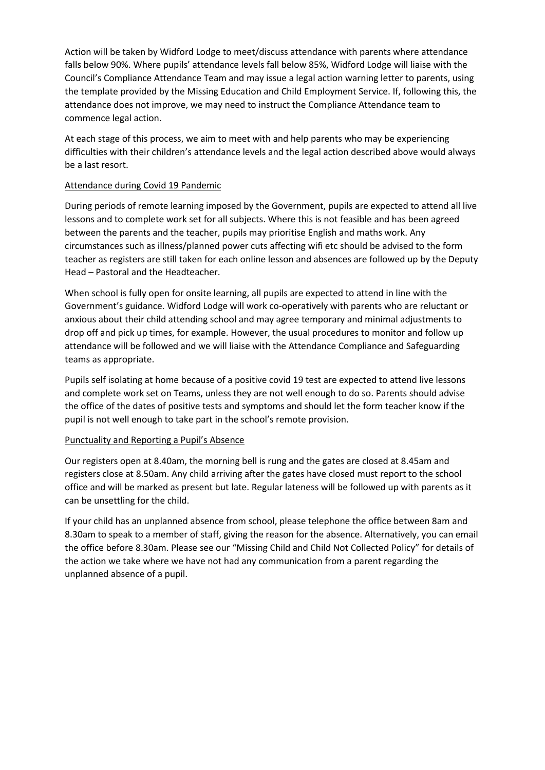Action will be taken by Widford Lodge to meet/discuss attendance with parents where attendance falls below 90%. Where pupils' attendance levels fall below 85%, Widford Lodge will liaise with the Council's Compliance Attendance Team and may issue a legal action warning letter to parents, using the template provided by the Missing Education and Child Employment Service. If, following this, the attendance does not improve, we may need to instruct the Compliance Attendance team to commence legal action.

At each stage of this process, we aim to meet with and help parents who may be experiencing difficulties with their children's attendance levels and the legal action described above would always be a last resort.

## Attendance during Covid 19 Pandemic

During periods of remote learning imposed by the Government, pupils are expected to attend all live lessons and to complete work set for all subjects. Where this is not feasible and has been agreed between the parents and the teacher, pupils may prioritise English and maths work. Any circumstances such as illness/planned power cuts affecting wifi etc should be advised to the form teacher as registers are still taken for each online lesson and absences are followed up by the Deputy Head – Pastoral and the Headteacher.

When school is fully open for onsite learning, all pupils are expected to attend in line with the Government's guidance. Widford Lodge will work co-operatively with parents who are reluctant or anxious about their child attending school and may agree temporary and minimal adjustments to drop off and pick up times, for example. However, the usual procedures to monitor and follow up attendance will be followed and we will liaise with the Attendance Compliance and Safeguarding teams as appropriate.

Pupils self isolating at home because of a positive covid 19 test are expected to attend live lessons and complete work set on Teams, unless they are not well enough to do so. Parents should advise the office of the dates of positive tests and symptoms and should let the form teacher know if the pupil is not well enough to take part in the school's remote provision.

## Punctuality and Reporting a Pupil's Absence

Our registers open at 8.40am, the morning bell is rung and the gates are closed at 8.45am and registers close at 8.50am. Any child arriving after the gates have closed must report to the school office and will be marked as present but late. Regular lateness will be followed up with parents as it can be unsettling for the child.

If your child has an unplanned absence from school, please telephone the office between 8am and 8.30am to speak to a member of staff, giving the reason for the absence. Alternatively, you can email the office before 8.30am. Please see our "Missing Child and Child Not Collected Policy" for details of the action we take where we have not had any communication from a parent regarding the unplanned absence of a pupil.